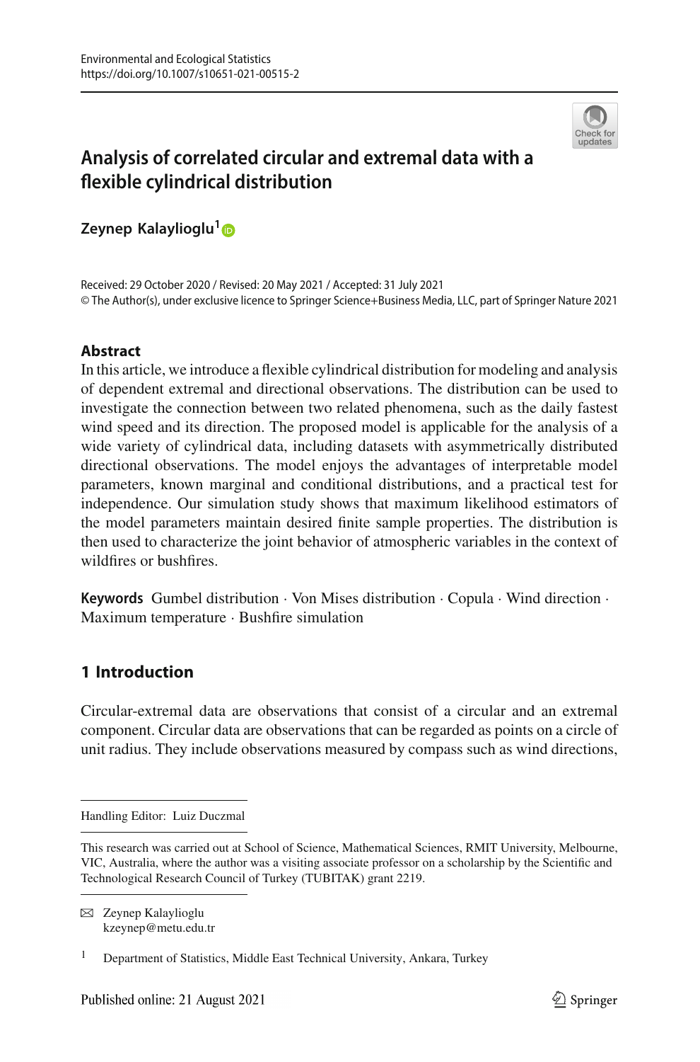Environmental and Ecological Statistics
https://doi.org/10.1007/s10651-021-00515-2

# Analysis of correlated circular and extremal data with a flexible cylindrical distribution

**Zeynep Kalaylioglu**[1]

Received: 29 October 2020 / Revised: 20 May 2021 / Accepted: 31 July 2021
© The Author(s), under exclusive licence to Springer Science+Business Media, LLC, part of Springer Nature 2021

## Abstract

In this article, we introduce a flexible cylindrical distribution for modeling and analysis of dependent extremal and directional observations. The distribution can be used to investigate the connection between two related phenomena, such as the daily fastest wind speed and its direction. The proposed model is applicable for the analysis of a wide variety of cylindrical data, including datasets with asymmetrically distributed directional observations. The model enjoys the advantages of interpretable model parameters, known marginal and conditional distributions, and a practical test for independence. Our simulation study shows that maximum likelihood estimators of the model parameters maintain desired finite sample properties. The distribution is then used to characterize the joint behavior of atmospheric variables in the context of wildfires or bushfires.

**Keywords** Gumbel distribution · Von Mises distribution · Copula · Wind direction · Maximum temperature · Bushfire simulation

## 1 Introduction

Circular-extremal data are observations that consist of a circular and an extremal component. Circular data are observations that can be regarded as points on a circle of unit radius. They include observations measured by compass such as wind directions,

---

Handling Editor: Luiz Duczmal

This research was carried out at School of Science, Mathematical Sciences, RMIT University, Melbourne, VIC, Australia, where the author was a visiting associate professor on a scholarship by the Scientific and Technological Research Council of Turkey (TUBITAK) grant 2219.

✉ Zeynep Kalaylioglu
kzeynep@metu.edu.tr

[1] Department of Statistics, Middle East Technical University, Ankara, Turkey

Published online: 21 August 2021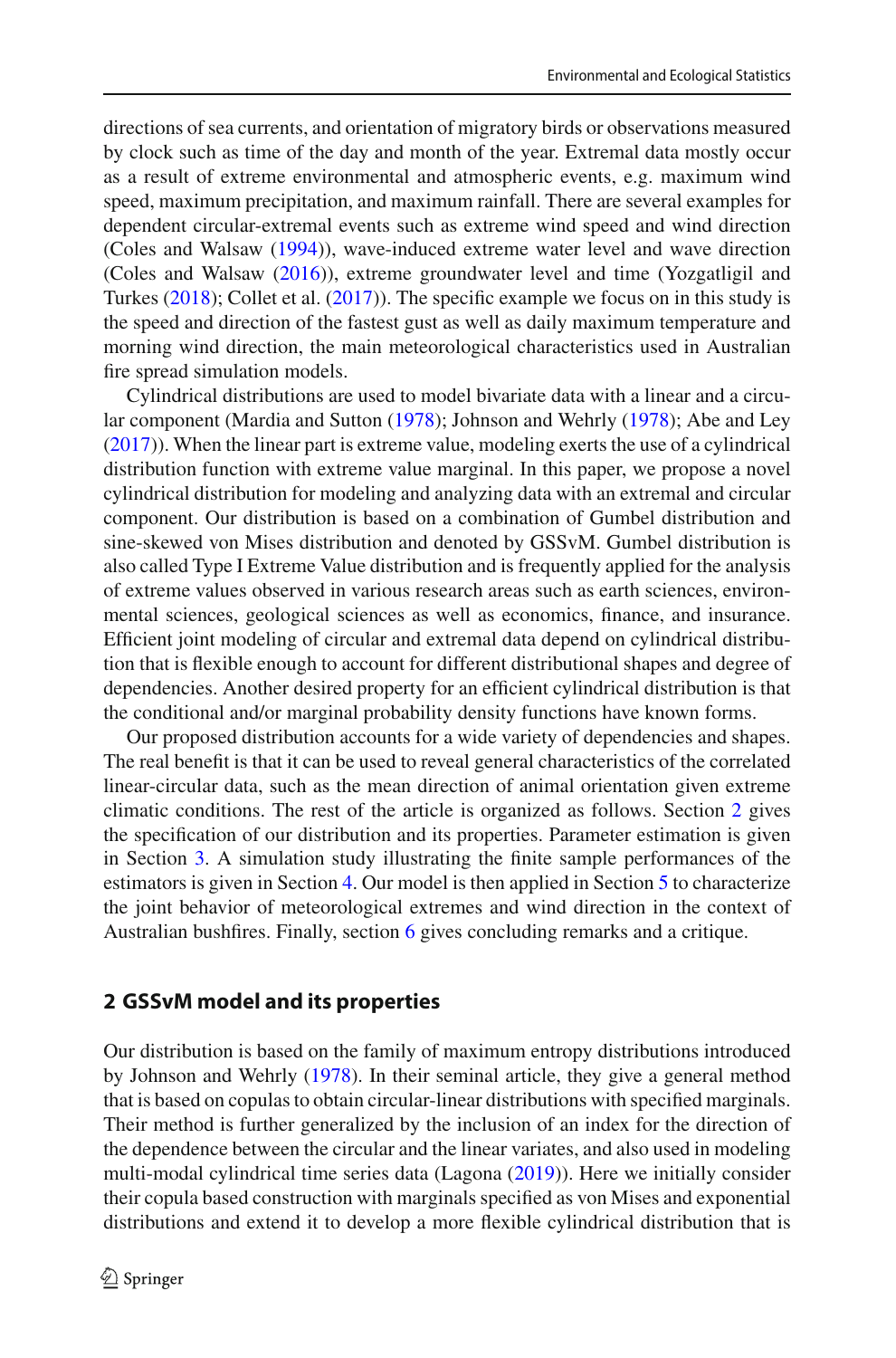directions of sea currents, and orientation of migratory birds or observations measured by clock such as time of the day and month of the year. Extremal data mostly occur as a result of extreme environmental and atmospheric events, e.g. maximum wind speed, maximum precipitation, and maximum rainfall. There are several examples for dependent circular-extremal events such as extreme wind speed and wind direction (Coles and Walsaw (1994)), wave-induced extreme water level and wave direction (Coles and Walsaw (2016)), extreme groundwater level and time (Yozgatligil and Turkes (2018); Collet et al. (2017)). The specific example we focus on in this study is the speed and direction of the fastest gust as well as daily maximum temperature and morning wind direction, the main meteorological characteristics used in Australian fire spread simulation models.

Cylindrical distributions are used to model bivariate data with a linear and a circular component (Mardia and Sutton (1978); Johnson and Wehrly (1978); Abe and Ley (2017)). When the linear part is extreme value, modeling exerts the use of a cylindrical distribution function with extreme value marginal. In this paper, we propose a novel cylindrical distribution for modeling and analyzing data with an extremal and circular component. Our distribution is based on a combination of Gumbel distribution and sine-skewed von Mises distribution and denoted by GSSvM. Gumbel distribution is also called Type I Extreme Value distribution and is frequently applied for the analysis of extreme values observed in various research areas such as earth sciences, environmental sciences, geological sciences as well as economics, finance, and insurance. Efficient joint modeling of circular and extremal data depend on cylindrical distribution that is flexible enough to account for different distributional shapes and degree of dependencies. Another desired property for an efficient cylindrical distribution is that the conditional and/or marginal probability density functions have known forms.

Our proposed distribution accounts for a wide variety of dependencies and shapes. The real benefit is that it can be used to reveal general characteristics of the correlated linear-circular data, such as the mean direction of animal orientation given extreme climatic conditions. The rest of the article is organized as follows. Section 2 gives the specification of our distribution and its properties. Parameter estimation is given in Section 3. A simulation study illustrating the finite sample performances of the estimators is given in Section 4. Our model is then applied in Section 5 to characterize the joint behavior of meteorological extremes and wind direction in the context of Australian bushfires. Finally, section 6 gives concluding remarks and a critique.

## 2 GSSvM model and its properties

Our distribution is based on the family of maximum entropy distributions introduced by Johnson and Wehrly (1978). In their seminal article, they give a general method that is based on copulas to obtain circular-linear distributions with specified marginals. Their method is further generalized by the inclusion of an index for the direction of the dependence between the circular and the linear variates, and also used in modeling multi-modal cylindrical time series data (Lagona (2019)). Here we initially consider their copula based construction with marginals specified as von Mises and exponential distributions and extend it to develop a more flexible cylindrical distribution that is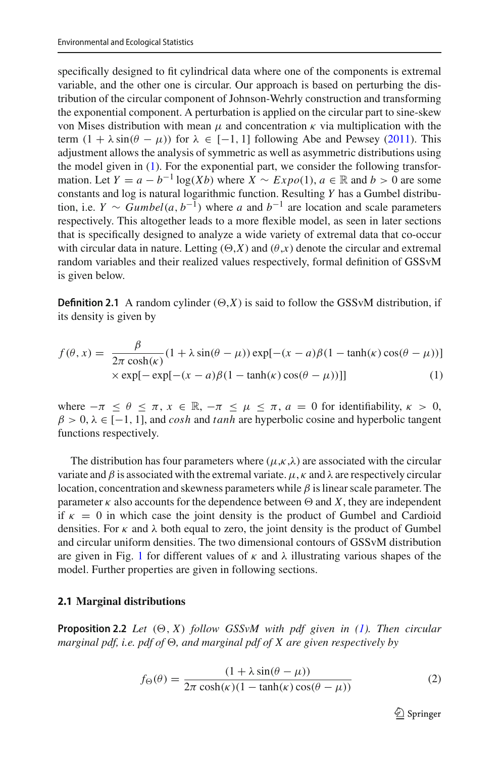specifically designed to fit cylindrical data where one of the components is extremal variable, and the other one is circular. Our approach is based on perturbing the distribution of the circular component of Johnson-Wehrly construction and transforming the exponential component. A perturbation is applied on the circular part to sine-skew von Mises distribution with mean $\mu$ and concentration $\kappa$ via multiplication with the term $(1 + \lambda \sin(\theta - \mu))$ for $\lambda \in [-1, 1]$ following Abe and Pewsey (2011). This adjustment allows the analysis of symmetric as well as asymmetric distributions using the model given in (1). For the exponential part, we consider the following transformation. Let $Y = a - b^{-1} \log(Xb)$ where $X \sim Expo(1)$, $a \in \mathbb{R}$ and $b > 0$ are some constants and log is natural logarithmic function. Resulting $Y$ has a Gumbel distribution, i.e. $Y \sim Gumbel(a, b^{-1})$ where $a$ and $b^{-1}$ are location and scale parameters respectively. This altogether leads to a more flexible model, as seen in later sections that is specifically designed to analyze a wide variety of extremal data that co-occur with circular data in nature. Letting $(\Theta, X)$ and $(\theta, x)$ denote the circular and extremal random variables and their realized values respectively, formal definition of GSSvM is given below.

**Definition 2.1** A random cylinder $(\Theta, X)$ is said to follow the GSSvM distribution, if its density is given by

$$
\begin{aligned}
f(\theta, x) = \; & \frac{\beta}{2\pi \cosh(\kappa)} (1 + \lambda \sin(\theta - \mu)) \exp[-(x - a)\beta(1 - \tanh(\kappa)\cos(\theta - \mu))] \\
& \times \exp[-\exp[-(x - a)\beta(1 - \tanh(\kappa)\cos(\theta - \mu))]]
\end{aligned} \tag{1}
$$

where $-\pi \leq \theta \leq \pi$, $x \in \mathbb{R}$, $-\pi \leq \mu \leq \pi$, $a = 0$ for identifiability, $\kappa > 0$, $\beta > 0$, $\lambda \in [-1, 1]$, and *cosh* and *tanh* are hyperbolic cosine and hyperbolic tangent functions respectively.

The distribution has four parameters where $(\mu, \kappa, \lambda)$ are associated with the circular variate and $\beta$ is associated with the extremal variate. $\mu$, $\kappa$ and $\lambda$ are respectively circular location, concentration and skewness parameters while $\beta$ is linear scale parameter. The parameter $\kappa$ also accounts for the dependence between $\Theta$ and $X$, they are independent if $\kappa = 0$ in which case the joint density is the product of Gumbel and Cardioid densities. For $\kappa$ and $\lambda$ both equal to zero, the joint density is the product of Gumbel and circular uniform densities. The two dimensional contours of GSSvM distribution are given in Fig. 1 for different values of $\kappa$ and $\lambda$ illustrating various shapes of the model. Further properties are given in following sections.

### 2.1 Marginal distributions

**Proposition 2.2** *Let $(\Theta, X)$ follow GSSvM with pdf given in (1). Then circular marginal pdf, i.e. pdf of $\Theta$, and marginal pdf of $X$ are given respectively by*

$$
f_{\Theta}(\theta) = \frac{(1 + \lambda \sin(\theta - \mu))}{2\pi \cosh(\kappa)(1 - \tanh(\kappa)\cos(\theta - \mu))} \tag{2}
$$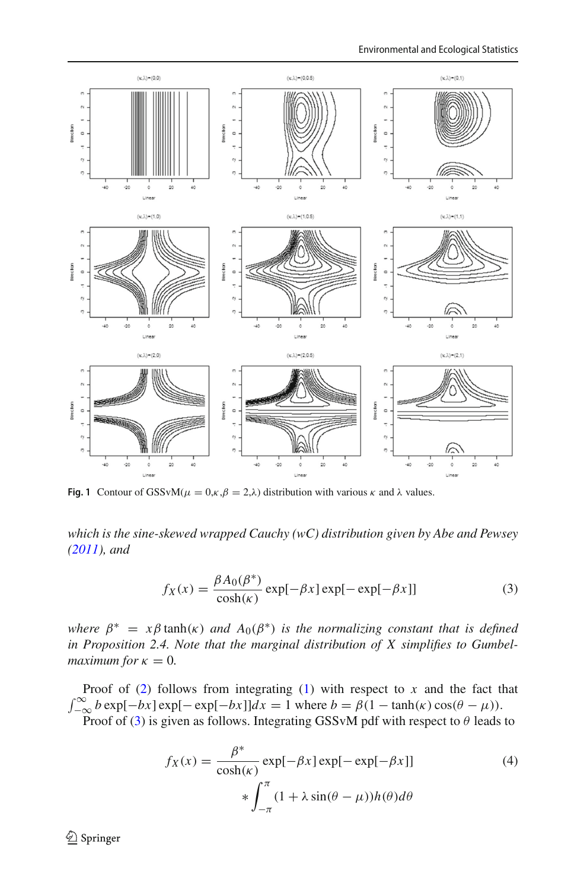**Fig. 1** Contour of GSSvM($\mu = 0, \kappa, \beta = 2, \lambda$) distribution with various $\kappa$ and $\lambda$ values.

*which is the sine-skewed wrapped Cauchy (wC) distribution given by Abe and Pewsey (2011), and*

$$f_X(x) = \frac{\beta A_0(\beta^*)}{\cosh(\kappa)} \exp[-\beta x] \exp[-\exp[-\beta x]] \tag{3}$$

*where $\beta^* = x\beta \tanh(\kappa)$ and $A_0(\beta^*)$ is the normalizing constant that is defined in Proposition 2.4. Note that the marginal distribution of $X$ simplifies to Gumbel-maximum for $\kappa = 0$.*

Proof of (2) follows from integrating (1) with respect to $x$ and the fact that $\int_{-\infty}^{\infty} b \exp[-bx] \exp[-\exp[-bx]]dx = 1$ where $b = \beta(1 - \tanh(\kappa)\cos(\theta - \mu))$.

Proof of (3) is given as follows. Integrating GSSvM pdf with respect to $\theta$ leads to

$$f_X(x) = \frac{\beta^*}{\cosh(\kappa)} \exp[-\beta x] \exp[-\exp[-\beta x]] * \int_{-\pi}^{\pi} (1 + \lambda \sin(\theta - \mu))h(\theta)d\theta \tag{4}$$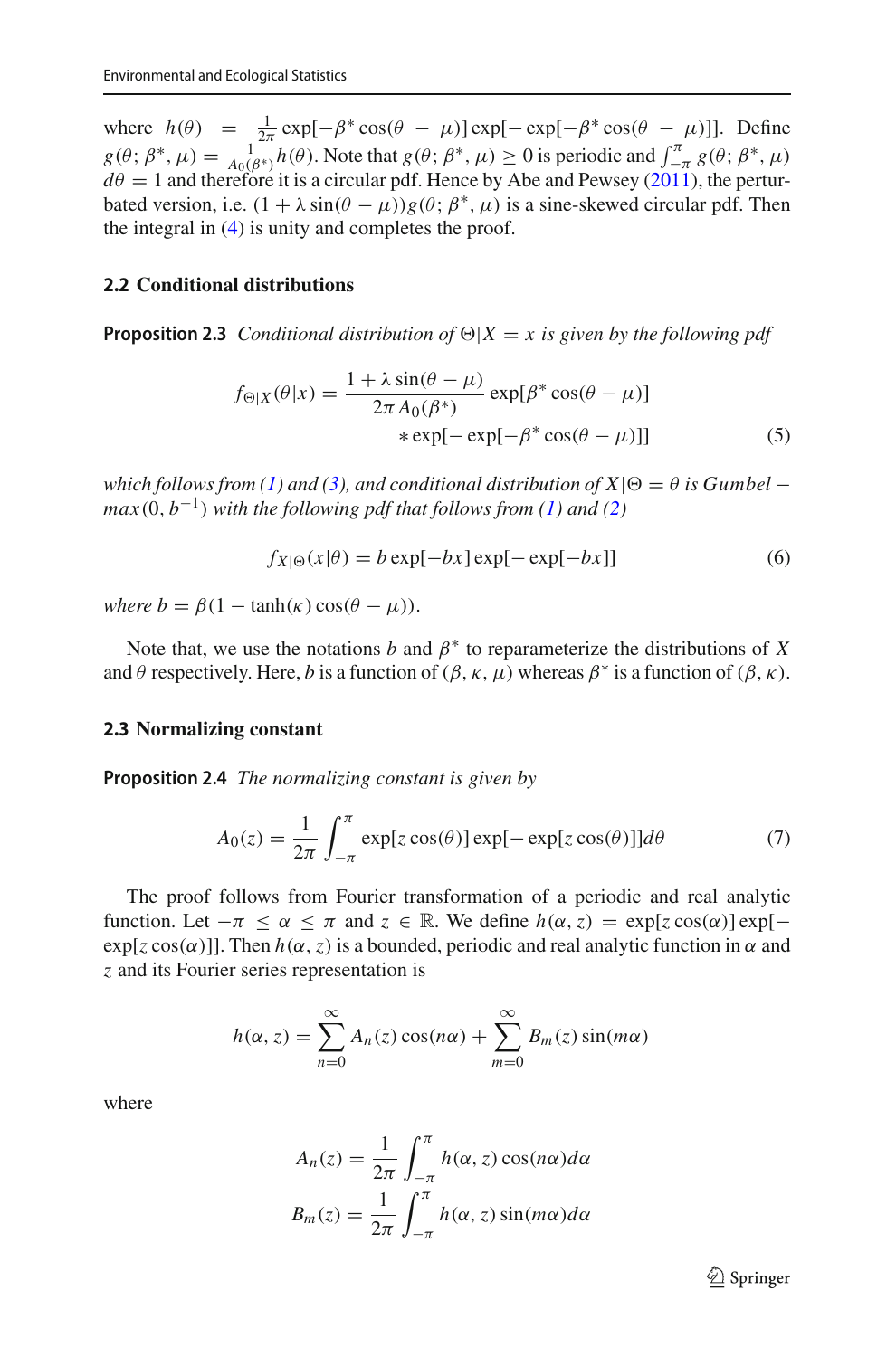where $h(\theta) = \frac{1}{2\pi} \exp[-\beta^* \cos(\theta - \mu)] \exp[-\exp[-\beta^* \cos(\theta - \mu)]]$. Define $g(\theta; \beta^*, \mu) = \frac{1}{A_0(\beta^*)} h(\theta)$. Note that $g(\theta; \beta^*, \mu) \geq 0$ is periodic and $\int_{-\pi}^{\pi} g(\theta; \beta^*, \mu) d\theta = 1$ and therefore it is a circular pdf. Hence by Abe and Pewsey (2011), the perturbated version, i.e. $(1 + \lambda \sin(\theta - \mu)) g(\theta; \beta^*, \mu)$ is a sine-skewed circular pdf. Then the integral in (4) is unity and completes the proof.

### 2.2 Conditional distributions

**Proposition 2.3** *Conditional distribution of $\Theta | X = x$ is given by the following pdf*

$$f_{\Theta|X}(\theta|x) = \frac{1 + \lambda \sin(\theta - \mu)}{2\pi A_0(\beta^*)} \exp[\beta^* \cos(\theta - \mu)] * \exp[-\exp[-\beta^* \cos(\theta - \mu)]] \tag{5}$$

*which follows from (1) and (3), and conditional distribution of $X | \Theta = \theta$ is $Gumbel-max(0, b^{-1})$ with the following pdf that follows from (1) and (2)*

$$f_{X|\Theta}(x|\theta) = b \exp[-bx] \exp[-\exp[-bx]] \tag{6}$$

*where $b = \beta(1 - \tanh(\kappa) \cos(\theta - \mu))$.*

Note that, we use the notations $b$ and $\beta^*$ to reparameterize the distributions of $X$ and $\theta$ respectively. Here, $b$ is a function of $(\beta, \kappa, \mu)$ whereas $\beta^*$ is a function of $(\beta, \kappa)$.

### 2.3 Normalizing constant

**Proposition 2.4** *The normalizing constant is given by*

$$A_0(z) = \frac{1}{2\pi} \int_{-\pi}^{\pi} \exp[z \cos(\theta)] \exp[-\exp[z \cos(\theta)]] d\theta \tag{7}$$

The proof follows from Fourier transformation of a periodic and real analytic function. Let $-\pi \leq \alpha \leq \pi$ and $z \in \mathbb{R}$. We define $h(\alpha, z) = \exp[z \cos(\alpha)] \exp[-\exp[z \cos(\alpha)]]$. Then $h(\alpha, z)$ is a bounded, periodic and real analytic function in $\alpha$ and $z$ and its Fourier series representation is

$$h(\alpha, z) = \sum_{n=0}^{\infty} A_n(z) \cos(n\alpha) + \sum_{m=0}^{\infty} B_m(z) \sin(m\alpha)$$

where

$$A_n(z) = \frac{1}{2\pi} \int_{-\pi}^{\pi} h(\alpha, z) \cos(n\alpha) d\alpha$$

$$B_m(z) = \frac{1}{2\pi} \int_{-\pi}^{\pi} h(\alpha, z) \sin(m\alpha) d\alpha$$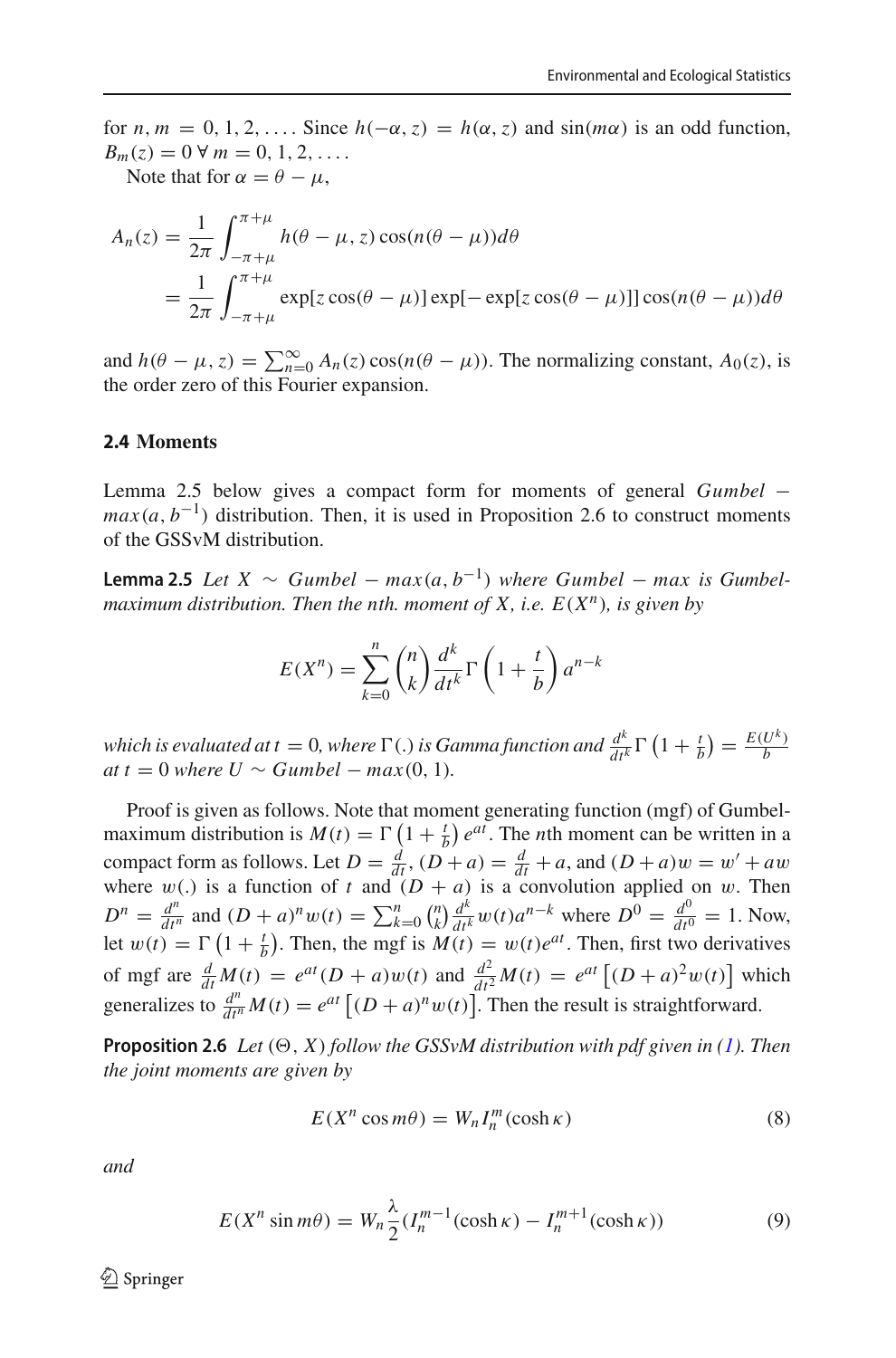for $n, m = 0, 1, 2, \ldots$. Since $h(-\alpha, z) = h(\alpha, z)$ and $\sin(m\alpha)$ is an odd function, $B_m(z) = 0 \; \forall \; m = 0, 1, 2, \ldots$.

Note that for $\alpha = \theta - \mu$,

$$
\begin{aligned}
A_n(z) &= \frac{1}{2\pi} \int_{-\pi+\mu}^{\pi+\mu} h(\theta - \mu, z) \cos(n(\theta - \mu)) d\theta \\
&= \frac{1}{2\pi} \int_{-\pi+\mu}^{\pi+\mu} \exp[z \cos(\theta - \mu)] \exp[-\exp[z \cos(\theta - \mu)]] \cos(n(\theta - \mu)) d\theta
\end{aligned}
$$

and $h(\theta - \mu, z) = \sum_{n=0}^{\infty} A_n(z) \cos(n(\theta - \mu))$. The normalizing constant, $A_0(z)$, is the order zero of this Fourier expansion.

### 2.4 Moments

Lemma 2.5 below gives a compact form for moments of general $Gumbel - max(a, b^{-1})$ distribution. Then, it is used in Proposition 2.6 to construct moments of the GSSvM distribution.

**Lemma 2.5** *Let $X \sim Gumbel - max(a, b^{-1})$ where $Gumbel - max$ is Gumbel-maximum distribution. Then the nth. moment of X, i.e. $E(X^n)$, is given by*

$$
E(X^n) = \sum_{k=0}^{n} \binom{n}{k} \frac{d^k}{dt^k} \Gamma\left(1 + \frac{t}{b}\right) a^{n-k}
$$

*which is evaluated at $t = 0$, where $\Gamma(.)$ is Gamma function and $\frac{d^k}{dt^k} \Gamma\left(1 + \frac{t}{b}\right) = \frac{E(U^k)}{b}$ at $t = 0$ where $U \sim Gumbel - max(0, 1)$.*

Proof is given as follows. Note that moment generating function (mgf) of Gumbel-maximum distribution is $M(t) = \Gamma\left(1 + \frac{t}{b}\right) e^{at}$. The $n$th moment can be written in a compact form as follows. Let $D = \frac{d}{dt}$, $(D + a) = \frac{d}{dt} + a$, and $(D + a)w = w' + aw$ where $w(.)$ is a function of $t$ and $(D + a)$ is a convolution applied on $w$. Then $D^n = \frac{d^n}{dt^n}$ and $(D + a)^n w(t) = \sum_{k=0}^{n} \binom{n}{k} \frac{d^k}{dt^k} w(t) a^{n-k}$ where $D^0 = \frac{d^0}{dt^0} = 1$. Now, let $w(t) = \Gamma\left(1 + \frac{t}{b}\right)$. Then, the mgf is $M(t) = w(t) e^{at}$. Then, first two derivatives of mgf are $\frac{d}{dt} M(t) = e^{at}(D + a) w(t)$ and $\frac{d^2}{dt^2} M(t) = e^{at}\left[(D + a)^2 w(t)\right]$ which generalizes to $\frac{d^n}{dt^n} M(t) = e^{at}\left[(D + a)^n w(t)\right]$. Then the result is straightforward.

**Proposition 2.6** *Let $(\Theta, X)$ follow the GSSvM distribution with pdf given in (1). Then the joint moments are given by*

$$
E(X^n \cos m\theta) = W_n I_n^m(\cosh \kappa) \tag{8}
$$

*and*

$$
E(X^n \sin m\theta) = W_n \frac{\lambda}{2} (I_n^{m-1}(\cosh \kappa) - I_n^{m+1}(\cosh \kappa)) \tag{9}
$$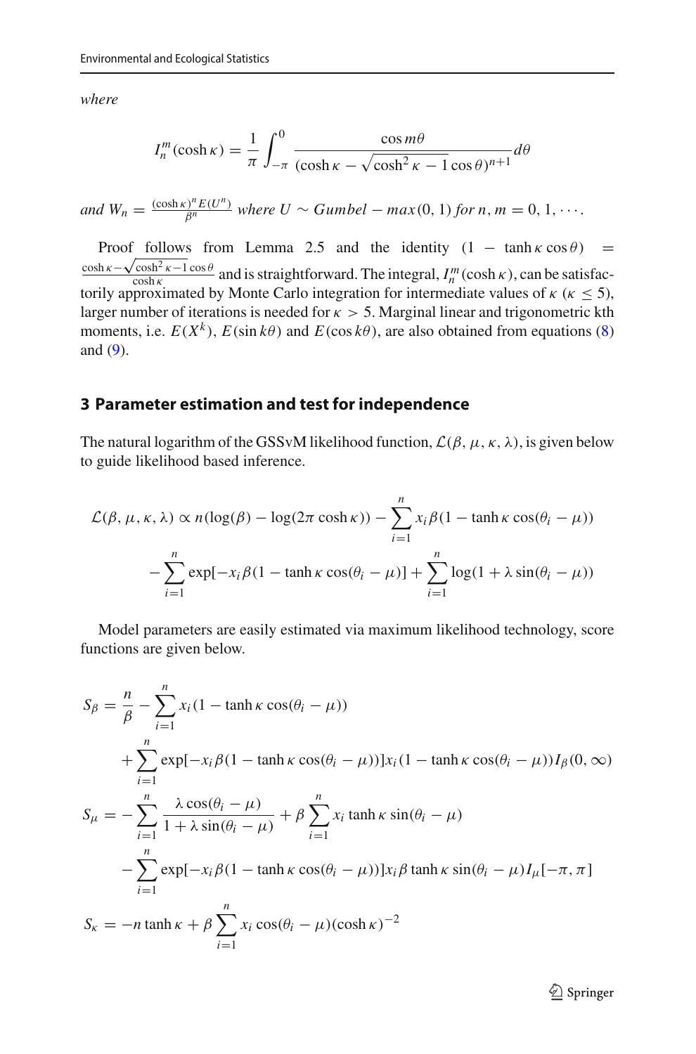*where*

$$I_n^m(\cosh\kappa) = \frac{1}{\pi}\int_{-\pi}^{0} \frac{\cos m\theta}{(\cosh\kappa - \sqrt{\cosh^2\kappa - 1}\cos\theta)^{n+1}} d\theta$$

*and* $W_n = \frac{(\cosh\kappa)^n E(U^n)}{\beta^n}$ *where* $U \sim Gumbel - max(0, 1)$ *for* $n, m = 0, 1, \cdots$.

Proof follows from Lemma 2.5 and the identity $(1 - \tanh\kappa\cos\theta) = \frac{\cosh\kappa - \sqrt{\cosh^2\kappa - 1}\cos\theta}{\cosh\kappa}$ and is straightforward. The integral, $I_n^m(\cosh\kappa)$, can be satisfactorily approximated by Monte Carlo integration for intermediate values of $\kappa$ ($\kappa \leq 5$), larger number of iterations is needed for $\kappa > 5$. Marginal linear and trigonometric kth moments, i.e. $E(X^k)$, $E(\sin k\theta)$ and $E(\cos k\theta)$, are also obtained from equations (8) and (9).

## 3 Parameter estimation and test for independence

The natural logarithm of the GSSvM likelihood function, $\mathcal{L}(\beta, \mu, \kappa, \lambda)$, is given below to guide likelihood based inference.

$$\begin{aligned}
\mathcal{L}(\beta, \mu, \kappa, \lambda) \propto\, & n(\log(\beta) - \log(2\pi\cosh\kappa)) - \sum_{i=1}^{n} x_i\beta(1 - \tanh\kappa\cos(\theta_i - \mu)) \\
& - \sum_{i=1}^{n} \exp[-x_i\beta(1 - \tanh\kappa\cos(\theta_i - \mu)] + \sum_{i=1}^{n} \log(1 + \lambda\sin(\theta_i - \mu))
\end{aligned}$$

Model parameters are easily estimated via maximum likelihood technology, score functions are given below.

$$\begin{aligned}
S_\beta =\, & \frac{n}{\beta} - \sum_{i=1}^{n} x_i(1 - \tanh\kappa\cos(\theta_i - \mu)) \\
& + \sum_{i=1}^{n} \exp[-x_i\beta(1 - \tanh\kappa\cos(\theta_i - \mu))]x_i(1 - \tanh\kappa\cos(\theta_i - \mu))I_\beta(0, \infty) \\
S_\mu =\, & -\sum_{i=1}^{n} \frac{\lambda\cos(\theta_i - \mu)}{1 + \lambda\sin(\theta_i - \mu)} + \beta\sum_{i=1}^{n} x_i\tanh\kappa\sin(\theta_i - \mu) \\
& - \sum_{i=1}^{n} \exp[-x_i\beta(1 - \tanh\kappa\cos(\theta_i - \mu))]x_i\beta\tanh\kappa\sin(\theta_i - \mu)I_\mu[-\pi, \pi] \\
S_\kappa =\, & -n\tanh\kappa + \beta\sum_{i=1}^{n} x_i\cos(\theta_i - \mu)(\cosh\kappa)^{-2}
\end{aligned}$$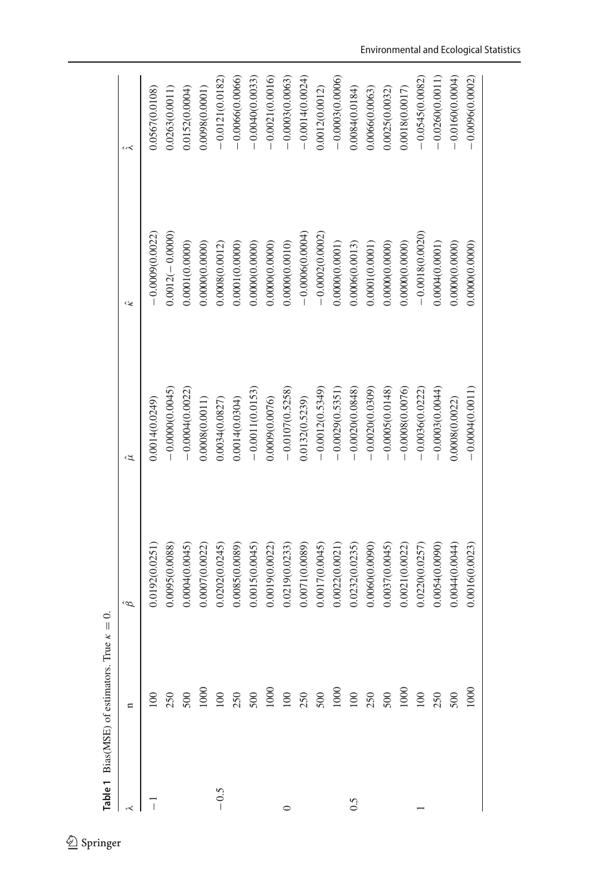**Table 1** Bias(MSE) of estimators. True $\kappa = 0$.

| $\lambda$ | n | $\hat{\beta}$ | $\hat{\mu}$ | $\hat{\kappa}$ | $\hat{\lambda}$ |
|---|---|---|---|---|---|
| $-1$ | 100 | 0.0192(0.0251) | 0.0014(0.0249) | $-0.0009$(0.0022) | 0.0567(0.0108) |
| | 250 | 0.0095(0.0088) | $-0.0000$(0.0045) | 0.0012($-0.0000$) | 0.0263(0.0011) |
| | 500 | 0.0004(0.0045) | $-0.0004$(0.0022) | 0.0001(0.0000) | 0.0152(0.0004) |
| | 1000 | 0.0007(0.0022) | 0.0008(0.0011) | 0.0000(0.0000) | 0.0098(0.0001) |
| $-0.5$ | 100 | 0.0202(0.0245) | 0.0034(0.0827) | 0.0008(0.0012) | $-0.0121$(0.0182) |
| | 250 | 0.0085(0.0089) | 0.0014(0.0304) | 0.0001(0.0000) | $-0.0066$(0.0066) |
| | 500 | 0.0015(0.0045) | $-0.0011$(0.0153) | 0.0000(0.0000) | $-0.0040$(0.0033) |
| | 1000 | 0.0019(0.0022) | 0.0009(0.0076) | 0.0000(0.0000) | $-0.0021$(0.0016) |
| 0 | 100 | 0.0219(0.0233) | $-0.0107$(0.5258) | 0.0000(0.0010) | $-0.0003$(0.0063) |
| | 250 | 0.0071(0.0089) | 0.0132(0.5239) | $-0.0006$(0.0004) | $-0.0014$(0.0024) |
| | 500 | 0.0017(0.0045) | $-0.0012$(0.5349) | $-0.0002$(0.0002) | 0.0012(0.0012) |
| | 1000 | 0.0022(0.0021) | $-0.0029$(0.5351) | 0.0000(0.0001) | $-0.0003$(0.0006) |
| 0.5 | 100 | 0.0232(0.0235) | $-0.0020$(0.0848) | 0.0006(0.0013) | 0.0084(0.0184) |
| | 250 | 0.0060(0.0090) | $-0.0020$(0.0309) | 0.0001(0.0001) | 0.0066(0.0063) |
| | 500 | 0.0037(0.0045) | $-0.0005$(0.0148) | 0.0000(0.0000) | 0.0025(0.0032) |
| | 1000 | 0.0021(0.0022) | $-0.0008$(0.0076) | 0.0000(0.0000) | 0.0018(0.0017) |
| 1 | 100 | 0.0220(0.0257) | $-0.0036$(0.0222) | $-0.0018$(0.0020) | $-0.0545$(0.0082) |
| | 250 | 0.0054(0.0090) | $-0.0003$(0.0044) | 0.0004(0.0001) | $-0.0260$(0.0011) |
| | 500 | 0.0044(0.0044) | 0.0008(0.0022) | 0.0000(0.0000) | $-0.0160$(0.0004) |
| | 1000 | 0.0016(0.0023) | $-0.0004$(0.0011) | 0.0000(0.0000) | $-0.0096$(0.0002) |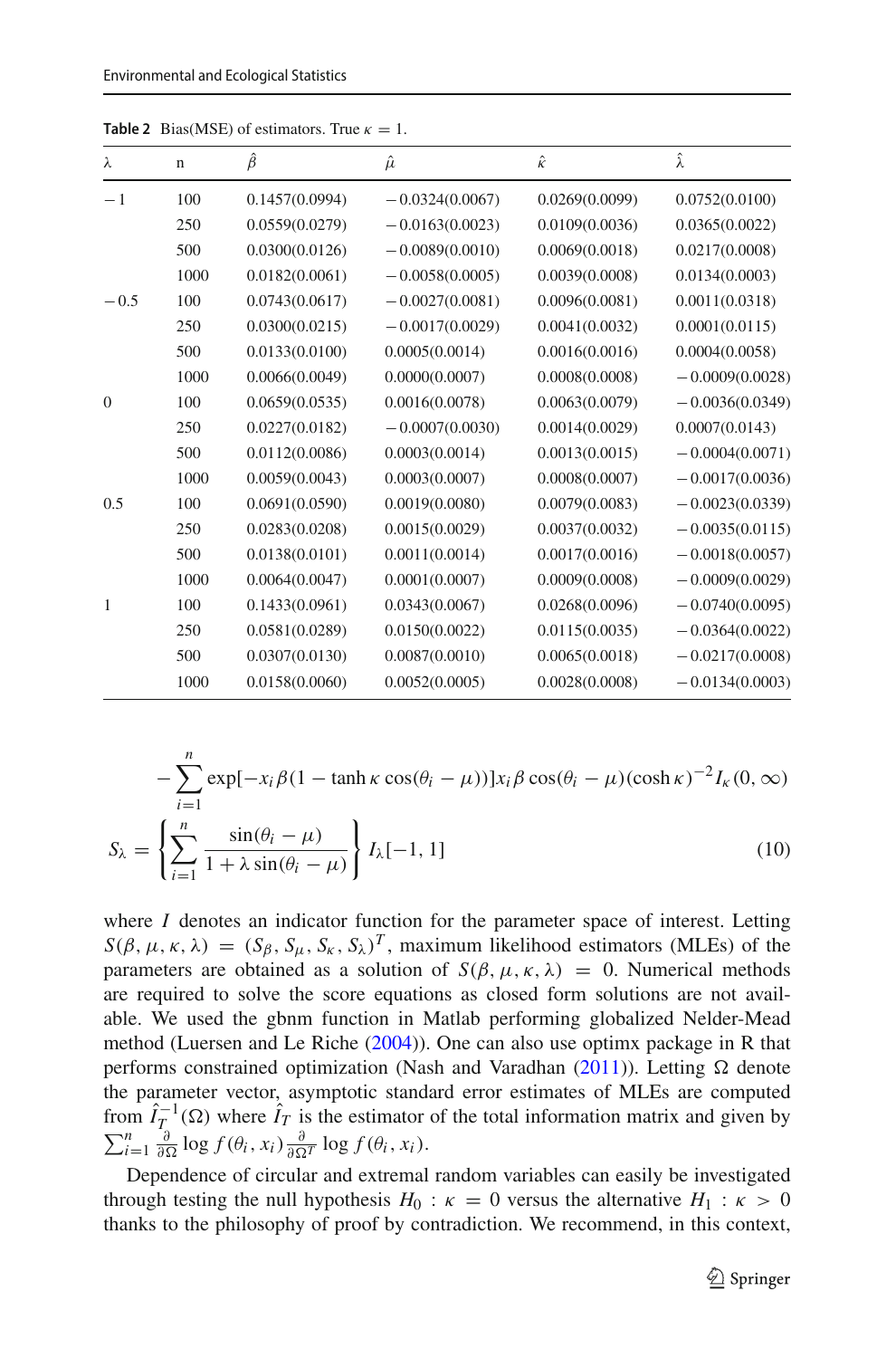**Table 2** Bias(MSE) of estimators. True $\kappa = 1$.

| $\lambda$ | n | $\hat{\beta}$ | $\hat{\mu}$ | $\hat{\kappa}$ | $\hat{\lambda}$ |
|---|---|---|---|---|---|
| $-1$ | 100 | 0.1457(0.0994) | $-0.0324$(0.0067) | 0.0269(0.0099) | 0.0752(0.0100) |
| | 250 | 0.0559(0.0279) | $-0.0163$(0.0023) | 0.0109(0.0036) | 0.0365(0.0022) |
| | 500 | 0.0300(0.0126) | $-0.0089$(0.0010) | 0.0069(0.0018) | 0.0217(0.0008) |
| | 1000 | 0.0182(0.0061) | $-0.0058$(0.0005) | 0.0039(0.0008) | 0.0134(0.0003) |
| $-0.5$ | 100 | 0.0743(0.0617) | $-0.0027$(0.0081) | 0.0096(0.0081) | 0.0011(0.0318) |
| | 250 | 0.0300(0.0215) | $-0.0017$(0.0029) | 0.0041(0.0032) | 0.0001(0.0115) |
| | 500 | 0.0133(0.0100) | 0.0005(0.0014) | 0.0016(0.0016) | 0.0004(0.0058) |
| | 1000 | 0.0066(0.0049) | 0.0000(0.0007) | 0.0008(0.0008) | $-0.0009$(0.0028) |
| 0 | 100 | 0.0659(0.0535) | 0.0016(0.0078) | 0.0063(0.0079) | $-0.0036$(0.0349) |
| | 250 | 0.0227(0.0182) | $-0.0007$(0.0030) | 0.0014(0.0029) | 0.0007(0.0143) |
| | 500 | 0.0112(0.0086) | 0.0003(0.0014) | 0.0013(0.0015) | $-0.0004$(0.0071) |
| | 1000 | 0.0059(0.0043) | 0.0003(0.0007) | 0.0008(0.0007) | $-0.0017$(0.0036) |
| 0.5 | 100 | 0.0691(0.0590) | 0.0019(0.0080) | 0.0079(0.0083) | $-0.0023$(0.0339) |
| | 250 | 0.0283(0.0208) | 0.0015(0.0029) | 0.0037(0.0032) | $-0.0035$(0.0115) |
| | 500 | 0.0138(0.0101) | 0.0011(0.0014) | 0.0017(0.0016) | $-0.0018$(0.0057) |
| | 1000 | 0.0064(0.0047) | 0.0001(0.0007) | 0.0009(0.0008) | $-0.0009$(0.0029) |
| 1 | 100 | 0.1433(0.0961) | 0.0343(0.0067) | 0.0268(0.0096) | $-0.0740$(0.0095) |
| | 250 | 0.0581(0.0289) | 0.0150(0.0022) | 0.0115(0.0035) | $-0.0364$(0.0022) |
| | 500 | 0.0307(0.0130) | 0.0087(0.0010) | 0.0065(0.0018) | $-0.0217$(0.0008) |
| | 1000 | 0.0158(0.0060) | 0.0052(0.0005) | 0.0028(0.0008) | $-0.0134$(0.0003) |

$$
-\sum_{i=1}^{n} \exp[-x_i\beta(1-\tanh\kappa\cos(\theta_i-\mu))]x_i\beta\cos(\theta_i-\mu)(\cosh\kappa)^{-2} I_\kappa(0,\infty)
$$

$$
S_\lambda = \left\{ \sum_{i=1}^{n} \frac{\sin(\theta_i-\mu)}{1+\lambda\sin(\theta_i-\mu)} \right\} I_\lambda[-1,1] \tag{10}
$$

where $I$ denotes an indicator function for the parameter space of interest. Letting $S(\beta,\mu,\kappa,\lambda) = (S_\beta, S_\mu, S_\kappa, S_\lambda)^T$, maximum likelihood estimators (MLEs) of the parameters are obtained as a solution of $S(\beta,\mu,\kappa,\lambda) = 0$. Numerical methods are required to solve the score equations as closed form solutions are not available. We used the gbnm function in Matlab performing globalized Nelder-Mead method (Luersen and Le Riche (2004)). One can also use optimx package in R that performs constrained optimization (Nash and Varadhan (2011)). Letting $\Omega$ denote the parameter vector, asymptotic standard error estimates of MLEs are computed from $\hat{I}_T^{-1}(\Omega)$ where $\hat{I}_T$ is the estimator of the total information matrix and given by $\sum_{i=1}^{n} \frac{\partial}{\partial\Omega} \log f(\theta_i, x_i) \frac{\partial}{\partial\Omega^T} \log f(\theta_i, x_i)$.

Dependence of circular and extremal random variables can easily be investigated through testing the null hypothesis $H_0 : \kappa = 0$ versus the alternative $H_1 : \kappa > 0$ thanks to the philosophy of proof by contradiction. We recommend, in this context,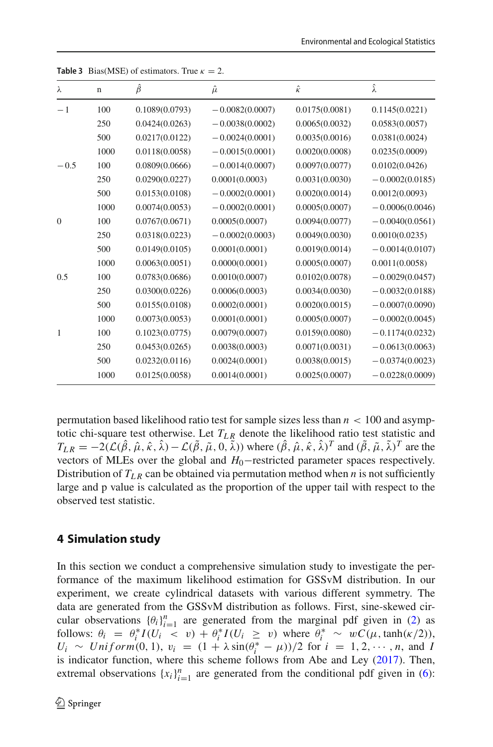**Table 3** Bias(MSE) of estimators. True $\kappa = 2$.

| $\lambda$ | n | $\hat{\beta}$ | $\hat{\mu}$ | $\hat{\kappa}$ | $\hat{\lambda}$ |
|---|---|---|---|---|---|
| $-1$ | 100 | 0.1089(0.0793) | $-0.0082$(0.0007) | 0.0175(0.0081) | 0.1145(0.0221) |
| | 250 | 0.0424(0.0263) | $-0.0038$(0.0002) | 0.0065(0.0032) | 0.0583(0.0057) |
| | 500 | 0.0217(0.0122) | $-0.0024$(0.0001) | 0.0035(0.0016) | 0.0381(0.0024) |
| | 1000 | 0.0118(0.0058) | $-0.0015$(0.0001) | 0.0020(0.0008) | 0.0235(0.0009) |
| $-0.5$ | 100 | 0.0809(0.0666) | $-0.0014$(0.0007) | 0.0097(0.0077) | 0.0102(0.0426) |
| | 250 | 0.0290(0.0227) | 0.0001(0.0003) | 0.0031(0.0030) | $-0.0002$(0.0185) |
| | 500 | 0.0153(0.0108) | $-0.0002$(0.0001) | 0.0020(0.0014) | 0.0012(0.0093) |
| | 1000 | 0.0074(0.0053) | $-0.0002$(0.0001) | 0.0005(0.0007) | $-0.0006$(0.0046) |
| 0 | 100 | 0.0767(0.0671) | 0.0005(0.0007) | 0.0094(0.0077) | $-0.0040$(0.0561) |
| | 250 | 0.0318(0.0223) | $-0.0002$(0.0003) | 0.0049(0.0030) | 0.0010(0.0235) |
| | 500 | 0.0149(0.0105) | 0.0001(0.0001) | 0.0019(0.0014) | $-0.0014$(0.0107) |
| | 1000 | 0.0063(0.0051) | 0.0000(0.0001) | 0.0005(0.0007) | 0.0011(0.0058) |
| 0.5 | 100 | 0.0783(0.0686) | 0.0010(0.0007) | 0.0102(0.0078) | $-0.0029$(0.0457) |
| | 250 | 0.0300(0.0226) | 0.0006(0.0003) | 0.0034(0.0030) | $-0.0032$(0.0188) |
| | 500 | 0.0155(0.0108) | 0.0002(0.0001) | 0.0020(0.0015) | $-0.0007$(0.0090) |
| | 1000 | 0.0073(0.0053) | 0.0001(0.0001) | 0.0005(0.0007) | $-0.0002$(0.0045) |
| 1 | 100 | 0.1023(0.0775) | 0.0079(0.0007) | 0.0159(0.0080) | $-0.1174$(0.0232) |
| | 250 | 0.0453(0.0265) | 0.0038(0.0003) | 0.0071(0.0031) | $-0.0613$(0.0063) |
| | 500 | 0.0232(0.0116) | 0.0024(0.0001) | 0.0038(0.0015) | $-0.0374$(0.0023) |
| | 1000 | 0.0125(0.0058) | 0.0014(0.0001) | 0.0025(0.0007) | $-0.0228$(0.0009) |

permutation based likelihood ratio test for sample sizes less than $n < 100$ and asymptotic chi-square test otherwise. Let $T_{LR}$ denote the likelihood ratio test statistic and $T_{LR} = -2(\mathcal{L}(\hat{\beta}, \hat{\mu}, \hat{\kappa}, \hat{\lambda}) - \mathcal{L}(\tilde{\beta}, \tilde{\mu}, 0, \tilde{\lambda}))$ where $(\hat{\beta}, \hat{\mu}, \hat{\kappa}, \hat{\lambda})^T$ and $(\tilde{\beta}, \tilde{\mu}, \tilde{\lambda})^T$ are the vectors of MLEs over the global and $H_0-$restricted parameter spaces respectively. Distribution of $T_{LR}$ can be obtained via permutation method when $n$ is not sufficiently large and p value is calculated as the proportion of the upper tail with respect to the observed test statistic.

## 4 Simulation study

In this section we conduct a comprehensive simulation study to investigate the performance of the maximum likelihood estimation for GSSvM distribution. In our experiment, we create cylindrical datasets with various different symmetry. The data are generated from the GSSvM distribution as follows. First, sine-skewed circular observations $\{\theta_i\}_{i=1}^n$ are generated from the marginal pdf given in (2) as follows: $\theta_i = \theta_i^* I(U_i < v) + \theta_i^* I(U_i \geq v)$ where $\theta_i^* \sim wC(\mu, \tanh(\kappa/2))$, $U_i \sim Uniform(0, 1)$, $v_i = (1 + \lambda \sin(\theta_i^* - \mu))/2$ for $i = 1, 2, \cdots, n$, and $I$ is indicator function, where this scheme follows from Abe and Ley (2017). Then, extremal observations $\{x_i\}_{i=1}^n$ are generated from the conditional pdf given in (6):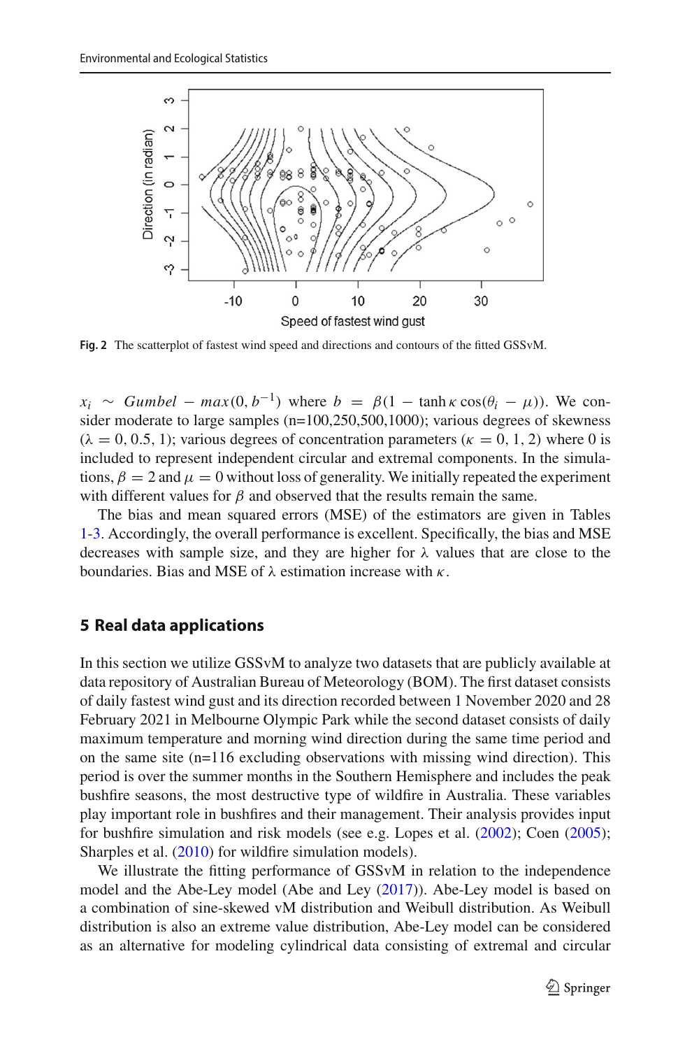Fig. 2 The scatterplot of fastest wind speed and directions and contours of the fitted GSSvM.

$x_i \sim Gumbel - max(0, b^{-1})$ where $b = \beta(1 - \tanh\kappa\cos(\theta_i - \mu))$. We consider moderate to large samples (n=100,250,500,1000); various degrees of skewness ($\lambda = 0, 0.5, 1$); various degrees of concentration parameters ($\kappa = 0, 1, 2$) where 0 is included to represent independent circular and extremal components. In the simulations, $\beta = 2$ and $\mu = 0$ without loss of generality. We initially repeated the experiment with different values for $\beta$ and observed that the results remain the same.

The bias and mean squared errors (MSE) of the estimators are given in Tables 1-3. Accordingly, the overall performance is excellent. Specifically, the bias and MSE decreases with sample size, and they are higher for $\lambda$ values that are close to the boundaries. Bias and MSE of $\lambda$ estimation increase with $\kappa$.

## 5 Real data applications

In this section we utilize GSSvM to analyze two datasets that are publicly available at data repository of Australian Bureau of Meteorology (BOM). The first dataset consists of daily fastest wind gust and its direction recorded between 1 November 2020 and 28 February 2021 in Melbourne Olympic Park while the second dataset consists of daily maximum temperature and morning wind direction during the same time period and on the same site (n=116 excluding observations with missing wind direction). This period is over the summer months in the Southern Hemisphere and includes the peak bushfire seasons, the most destructive type of wildfire in Australia. These variables play important role in bushfires and their management. Their analysis provides input for bushfire simulation and risk models (see e.g. Lopes et al. (2002); Coen (2005); Sharples et al. (2010) for wildfire simulation models).

We illustrate the fitting performance of GSSvM in relation to the independence model and the Abe-Ley model (Abe and Ley (2017)). Abe-Ley model is based on a combination of sine-skewed vM distribution and Weibull distribution. As Weibull distribution is also an extreme value distribution, Abe-Ley model can be considered as an alternative for modeling cylindrical data consisting of extremal and circular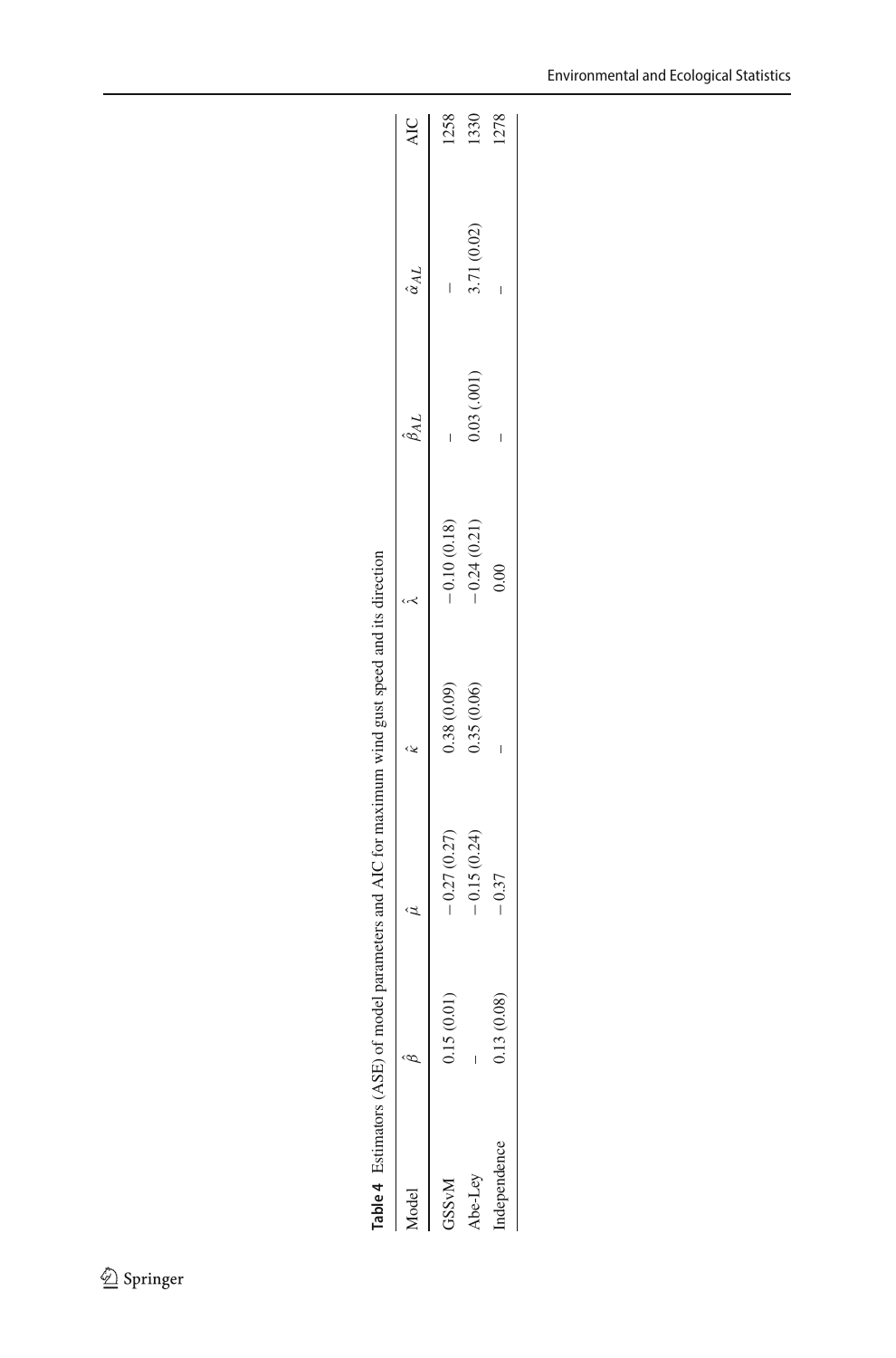**Table 4** Estimators (ASE) of model parameters and AIC for maximum wind gust speed and its direction

| Model | $\hat{\beta}$ | $\hat{\mu}$ | $\hat{\kappa}$ | $\hat{\lambda}$ | $\hat{\beta}_{AL}$ | $\hat{\alpha}_{AL}$ | AIC |
|---|---|---|---|---|---|---|---|
| GSSvM | 0.15 (0.01) | −0.27 (0.27) | 0.38 (0.09) | −0.10 (0.18) | – | – | 1258 |
| Abe-Ley | – | −0.15 (0.24) | 0.35 (0.06) | −0.24 (0.21) | 0.03 (.001) | 3.71 (0.02) | 1330 |
| Independence | 0.13 (0.08) | −0.37 | – | 0.00 | – | – | 1278 |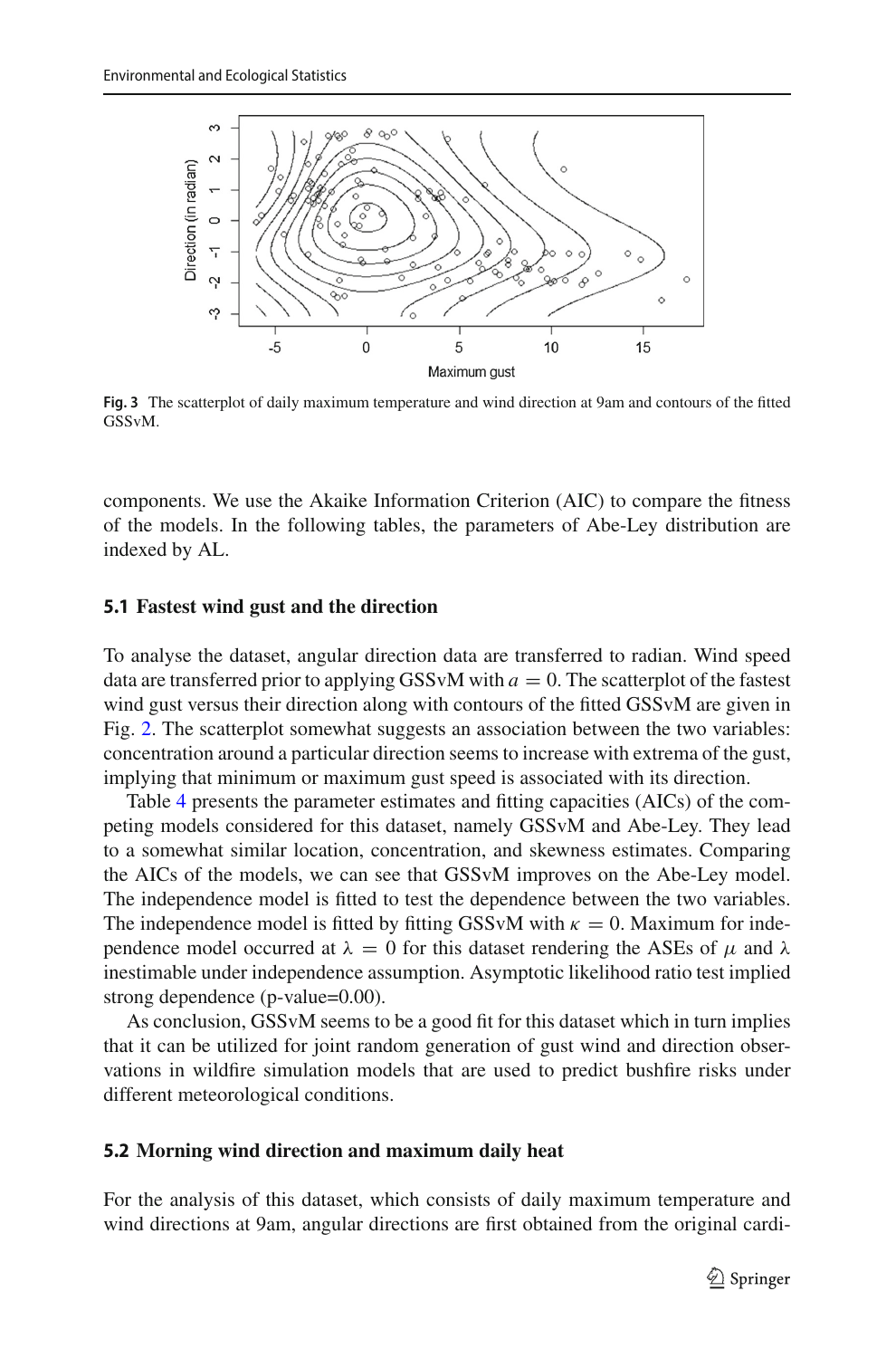Fig. 3 The scatterplot of daily maximum temperature and wind direction at 9am and contours of the fitted GSSvM.

components. We use the Akaike Information Criterion (AIC) to compare the fitness of the models. In the following tables, the parameters of Abe-Ley distribution are indexed by AL.

### 5.1 Fastest wind gust and the direction

To analyse the dataset, angular direction data are transferred to radian. Wind speed data are transferred prior to applying GSSvM with $a = 0$. The scatterplot of the fastest wind gust versus their direction along with contours of the fitted GSSvM are given in Fig. 2. The scatterplot somewhat suggests an association between the two variables: concentration around a particular direction seems to increase with extrema of the gust, implying that minimum or maximum gust speed is associated with its direction.

Table 4 presents the parameter estimates and fitting capacities (AICs) of the competing models considered for this dataset, namely GSSvM and Abe-Ley. They lead to a somewhat similar location, concentration, and skewness estimates. Comparing the AICs of the models, we can see that GSSvM improves on the Abe-Ley model. The independence model is fitted to test the dependence between the two variables. The independence model is fitted by fitting GSSvM with $\kappa = 0$. Maximum for independence model occurred at $\lambda = 0$ for this dataset rendering the ASEs of $\mu$ and $\lambda$ inestimable under independence assumption. Asymptotic likelihood ratio test implied strong dependence (p-value=0.00).

As conclusion, GSSvM seems to be a good fit for this dataset which in turn implies that it can be utilized for joint random generation of gust wind and direction observations in wildfire simulation models that are used to predict bushfire risks under different meteorological conditions.

### 5.2 Morning wind direction and maximum daily heat

For the analysis of this dataset, which consists of daily maximum temperature and wind directions at 9am, angular directions are first obtained from the original cardi-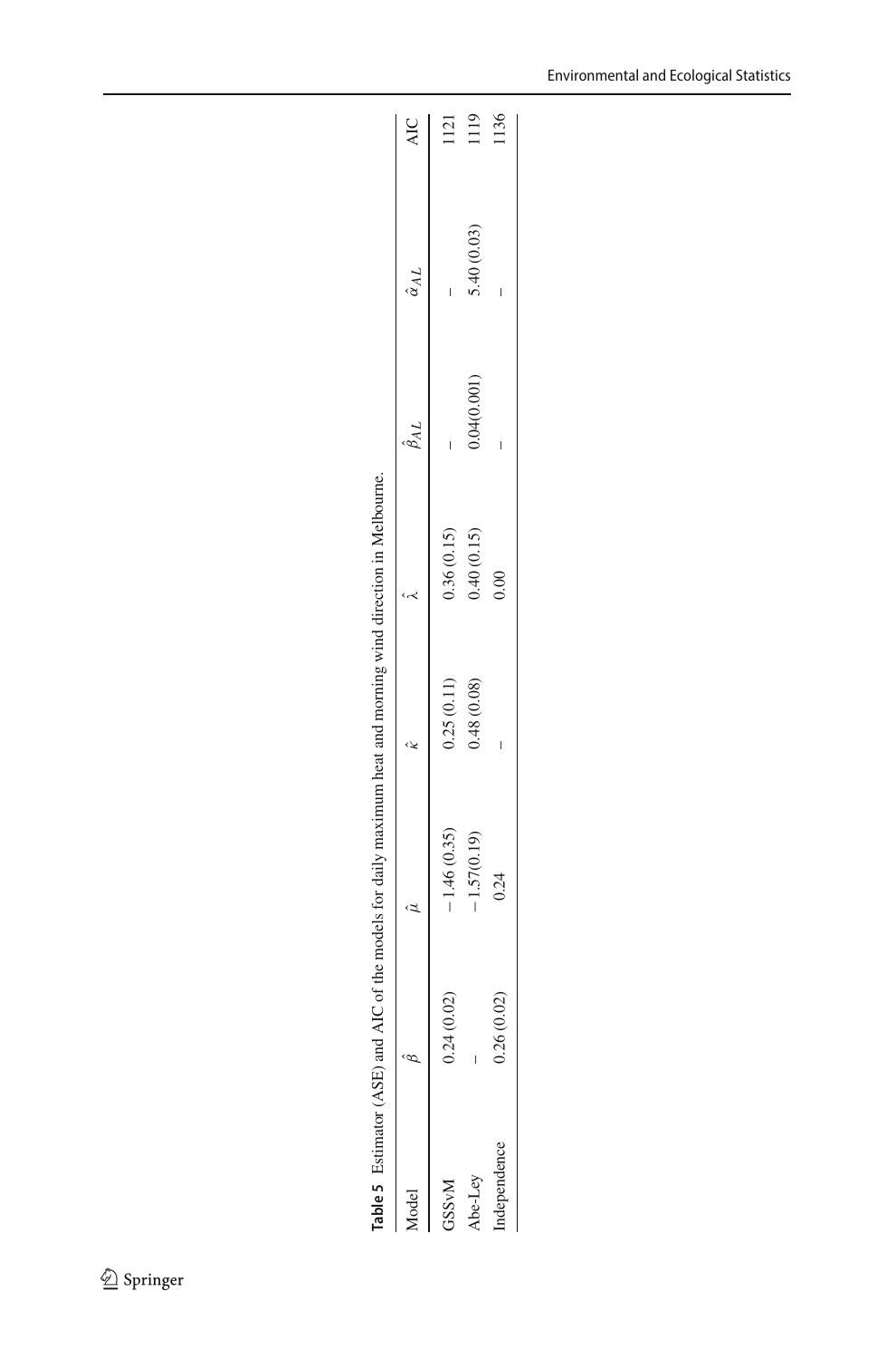**Table 5** Estimator (ASE) and AIC of the models for daily maximum heat and morning wind direction in Melbourne.

| Model | $\hat{\beta}$ | $\hat{\mu}$ | $\hat{\kappa}$ | $\hat{\lambda}$ | $\hat{\beta}_{AL}$ | $\hat{\alpha}_{AL}$ | AIC |
|---|---|---|---|---|---|---|---|
| GSSvM | 0.24 (0.02) | −1.46 (0.35) | 0.25 (0.11) | 0.36 (0.15) | – | – | 1121 |
| Abe-Ley | – | −1.57(0.19) | 0.48 (0.08) | 0.40 (0.15) | 0.04(0.001) | 5.40 (0.03) | 1119 |
| Independence | 0.26 (0.02) | 0.24 | – | 0.00 | – | – | 1136 |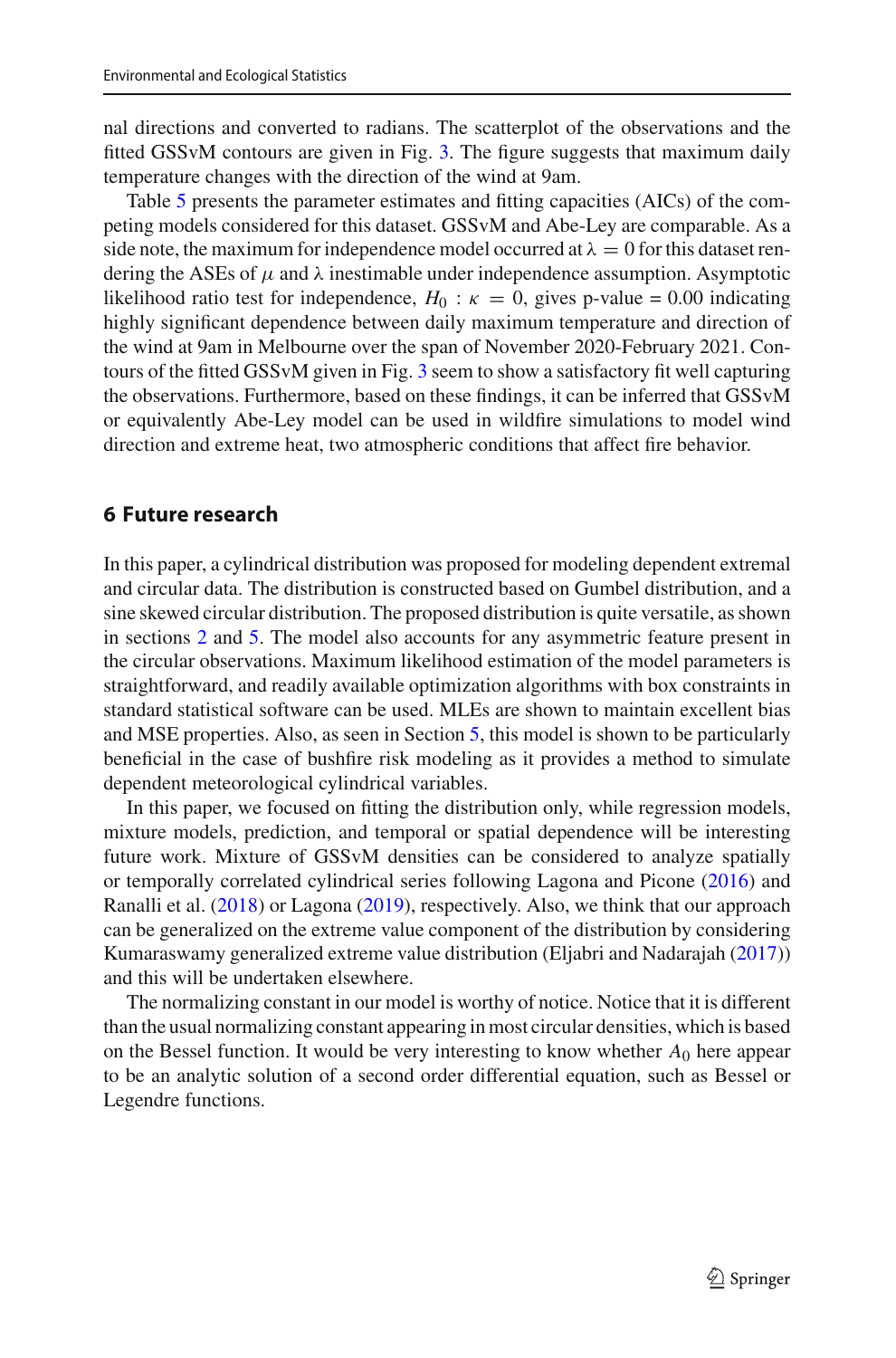nal directions and converted to radians. The scatterplot of the observations and the fitted GSSvM contours are given in Fig. 3. The figure suggests that maximum daily temperature changes with the direction of the wind at 9am.

Table 5 presents the parameter estimates and fitting capacities (AICs) of the competing models considered for this dataset. GSSvM and Abe-Ley are comparable. As a side note, the maximum for independence model occurred at $\lambda = 0$ for this dataset rendering the ASEs of $\mu$ and $\lambda$ inestimable under independence assumption. Asymptotic likelihood ratio test for independence, $H_0 : \kappa = 0$, gives p-value = 0.00 indicating highly significant dependence between daily maximum temperature and direction of the wind at 9am in Melbourne over the span of November 2020-February 2021. Contours of the fitted GSSvM given in Fig. 3 seem to show a satisfactory fit well capturing the observations. Furthermore, based on these findings, it can be inferred that GSSvM or equivalently Abe-Ley model can be used in wildfire simulations to model wind direction and extreme heat, two atmospheric conditions that affect fire behavior.

## 6 Future research

In this paper, a cylindrical distribution was proposed for modeling dependent extremal and circular data. The distribution is constructed based on Gumbel distribution, and a sine skewed circular distribution. The proposed distribution is quite versatile, as shown in sections 2 and 5. The model also accounts for any asymmetric feature present in the circular observations. Maximum likelihood estimation of the model parameters is straightforward, and readily available optimization algorithms with box constraints in standard statistical software can be used. MLEs are shown to maintain excellent bias and MSE properties. Also, as seen in Section 5, this model is shown to be particularly beneficial in the case of bushfire risk modeling as it provides a method to simulate dependent meteorological cylindrical variables.

In this paper, we focused on fitting the distribution only, while regression models, mixture models, prediction, and temporal or spatial dependence will be interesting future work. Mixture of GSSvM densities can be considered to analyze spatially or temporally correlated cylindrical series following Lagona and Picone (2016) and Ranalli et al. (2018) or Lagona (2019), respectively. Also, we think that our approach can be generalized on the extreme value component of the distribution by considering Kumaraswamy generalized extreme value distribution (Eljabri and Nadarajah (2017)) and this will be undertaken elsewhere.

The normalizing constant in our model is worthy of notice. Notice that it is different than the usual normalizing constant appearing in most circular densities, which is based on the Bessel function. It would be very interesting to know whether $A_0$ here appear to be an analytic solution of a second order differential equation, such as Bessel or Legendre functions.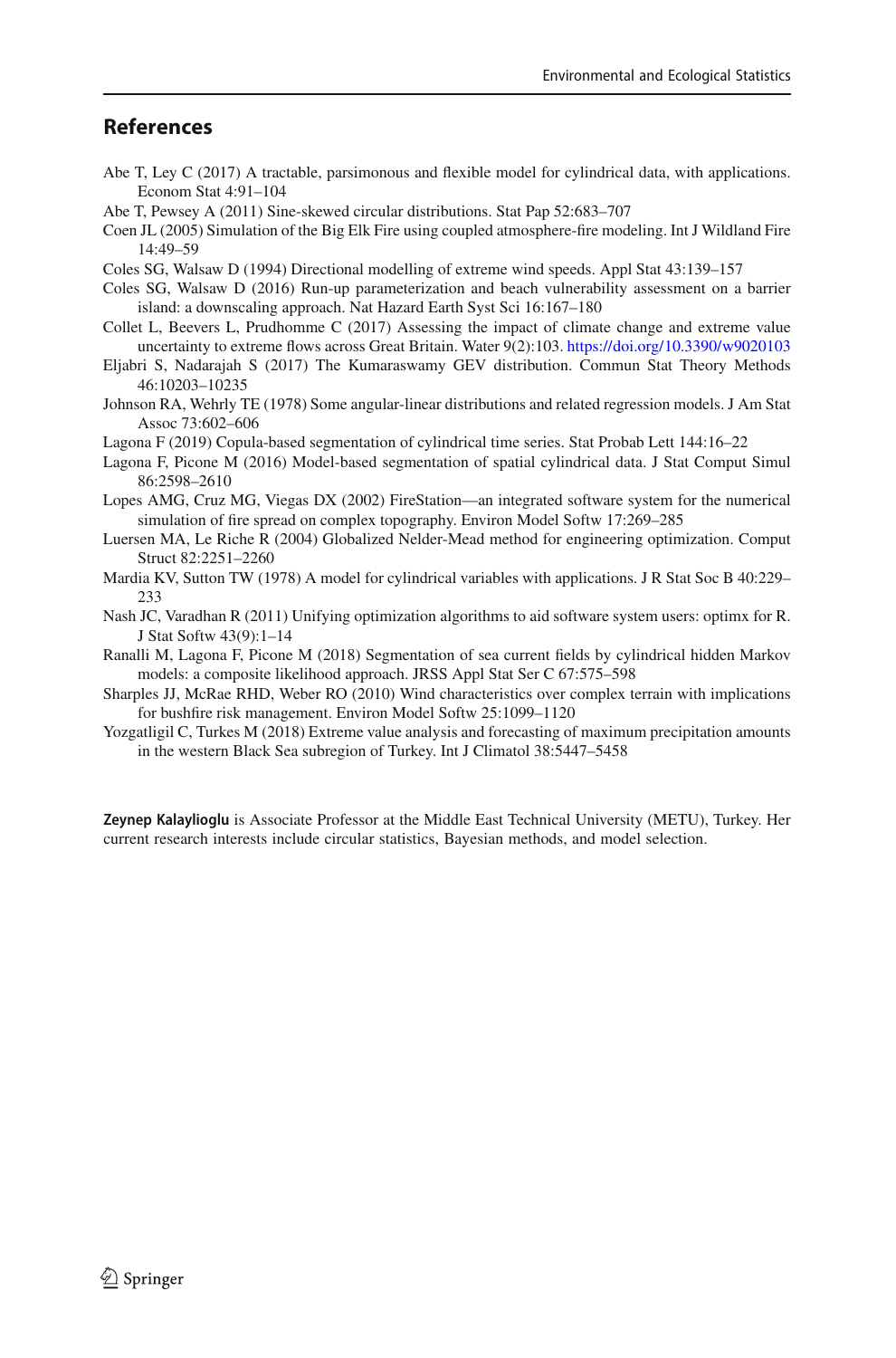## References

Abe T, Ley C (2017) A tractable, parsimonious and flexible model for cylindrical data, with applications. Econom Stat 4:91–104

Abe T, Pewsey A (2011) Sine-skewed circular distributions. Stat Pap 52:683–707

Coen JL (2005) Simulation of the Big Elk Fire using coupled atmosphere-fire modeling. Int J Wildland Fire 14:49–59

Coles SG, Walsaw D (1994) Directional modelling of extreme wind speeds. Appl Stat 43:139–157

Coles SG, Walsaw D (2016) Run-up parameterization and beach vulnerability assessment on a barrier island: a downscaling approach. Nat Hazard Earth Syst Sci 16:167–180

Collet L, Beevers L, Prudhomme C (2017) Assessing the impact of climate change and extreme value uncertainty to extreme flows across Great Britain. Water 9(2):103. https://doi.org/10.3390/w9020103

Eljabri S, Nadarajah S (2017) The Kumaraswamy GEV distribution. Commun Stat Theory Methods 46:10203–10235

Johnson RA, Wehrly TE (1978) Some angular-linear distributions and related regression models. J Am Stat Assoc 73:602–606

Lagona F (2019) Copula-based segmentation of cylindrical time series. Stat Probab Lett 144:16–22

Lagona F, Picone M (2016) Model-based segmentation of spatial cylindrical data. J Stat Comput Simul 86:2598–2610

Lopes AMG, Cruz MG, Viegas DX (2002) FireStation—an integrated software system for the numerical simulation of fire spread on complex topography. Environ Model Softw 17:269–285

Luersen MA, Le Riche R (2004) Globalized Nelder-Mead method for engineering optimization. Comput Struct 82:2251–2260

Mardia KV, Sutton TW (1978) A model for cylindrical variables with applications. J R Stat Soc B 40:229–233

Nash JC, Varadhan R (2011) Unifying optimization algorithms to aid software system users: optimx for R. J Stat Softw 43(9):1–14

Ranalli M, Lagona F, Picone M (2018) Segmentation of sea current fields by cylindrical hidden Markov models: a composite likelihood approach. JRSS Appl Stat Ser C 67:575–598

Sharples JJ, McRae RHD, Weber RO (2010) Wind characteristics over complex terrain with implications for bushfire risk management. Environ Model Softw 25:1099–1120

Yozgatligil C, Turkes M (2018) Extreme value analysis and forecasting of maximum precipitation amounts in the western Black Sea subregion of Turkey. Int J Climatol 38:5447–5458

**Zeynep Kalaylioglu** is Associate Professor at the Middle East Technical University (METU), Turkey. Her current research interests include circular statistics, Bayesian methods, and model selection.